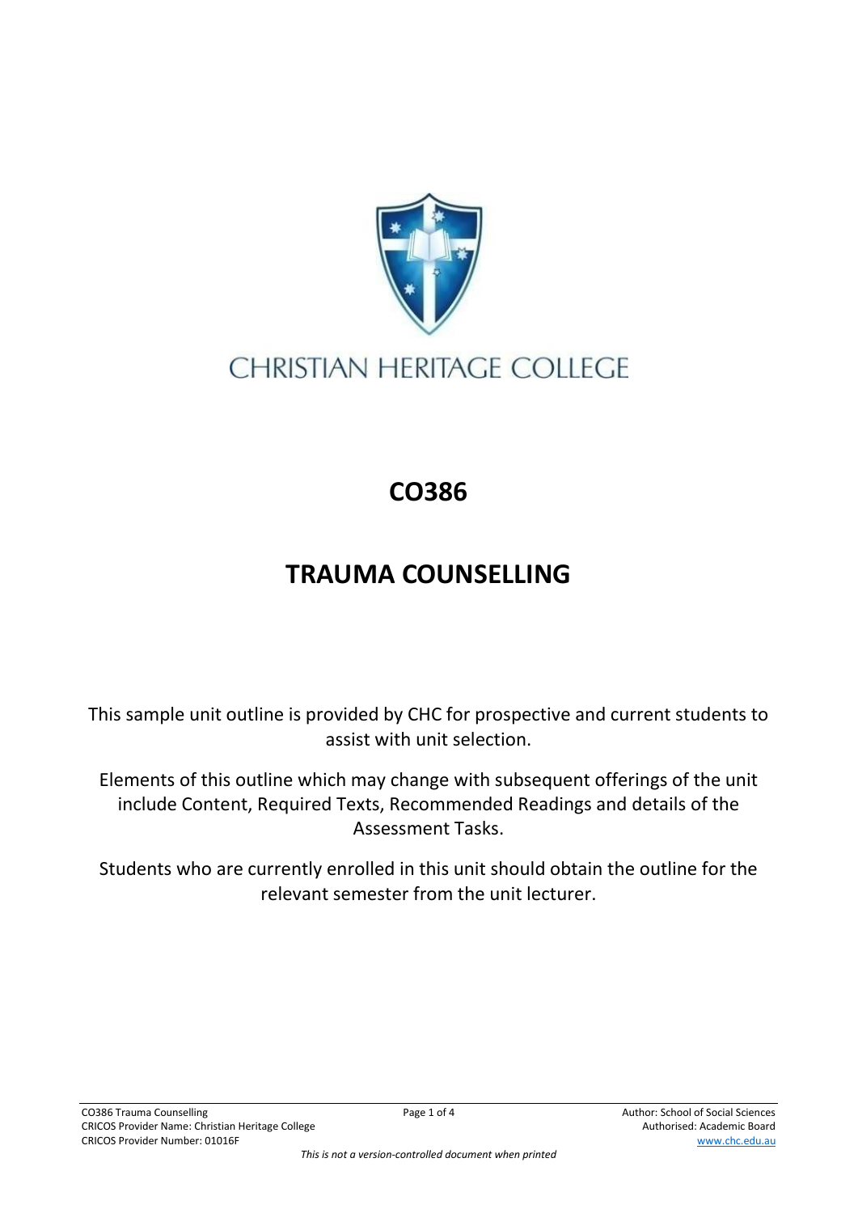CHRISTIAN HERITAGE COLLEGE

# CO386

# TRAUMA COUNSELLING

This sample unit outline is provided by CHC for prospective and current students to assist with unit selection.

Elements of this outline which may change with subsequent offerings of the unit include Content, Required Texts, Recommended Readings and details of the Assessment Tasks.

Students who are currently enrolled in this unit should obtain the outline for the relevant semester from the unit lecturer.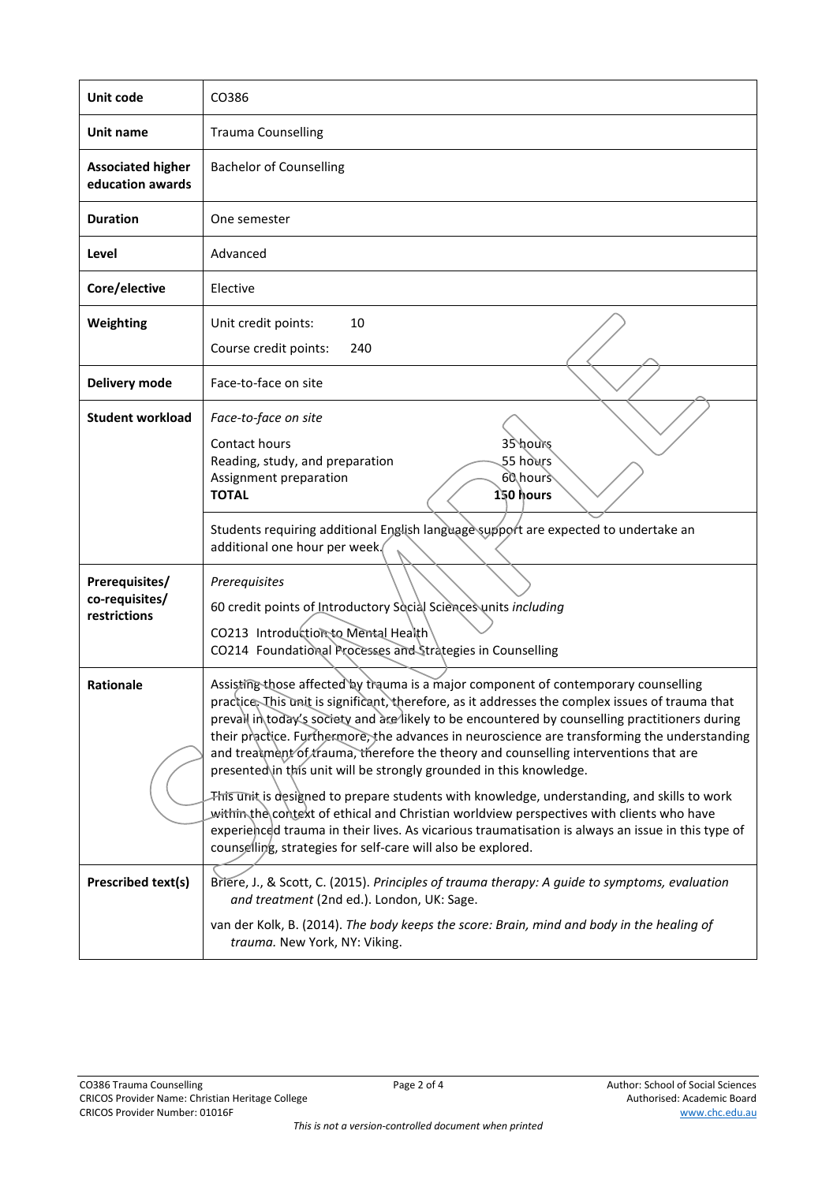| Unit code | CO386 |
|---|---|
| Unit name | Trauma Counselling |
| Associated higher education awards | Bachelor of Counselling |
| Duration | One semester |
| Level | Advanced |
| Core/elective | Elective |
| Weighting | Unit credit points: 10<br>Course credit points: 240 |
| Delivery mode | Face-to-face on site |
| Student workload | *Face-to-face on site*<br>Contact hours 35 hours<br>Reading, study, and preparation 55 hours<br>Assignment preparation 60 hours<br>**TOTAL** **150 hours**<br><br>Students requiring additional English language support are expected to undertake an additional one hour per week. |
| Prerequisites/ co-requisites/ restrictions | *Prerequisites*<br>60 credit points of Introductory Social Sciences units *including*<br>CO213 Introduction to Mental Health<br>CO214 Foundational Processes and Strategies in Counselling |
| Rationale | Assisting those affected by trauma is a major component of contemporary counselling practice. This unit is significant, therefore, as it addresses the complex issues of trauma that prevail in today's society and are likely to be encountered by counselling practitioners during their practice. Furthermore, the advances in neuroscience are transforming the understanding and treatment of trauma, therefore the theory and counselling interventions that are presented in this unit will be strongly grounded in this knowledge.<br><br>This unit is designed to prepare students with knowledge, understanding, and skills to work within the context of ethical and Christian worldview perspectives with clients who have experienced trauma in their lives. As vicarious traumatisation is always an issue in this type of counselling, strategies for self-care will also be explored. |
| Prescribed text(s) | Briere, J., & Scott, C. (2015). *Principles of trauma therapy: A guide to symptoms, evaluation and treatment* (2nd ed.). London, UK: Sage.<br><br>van der Kolk, B. (2014). *The body keeps the score: Brain, mind and body in the healing of trauma.* New York, NY: Viking. |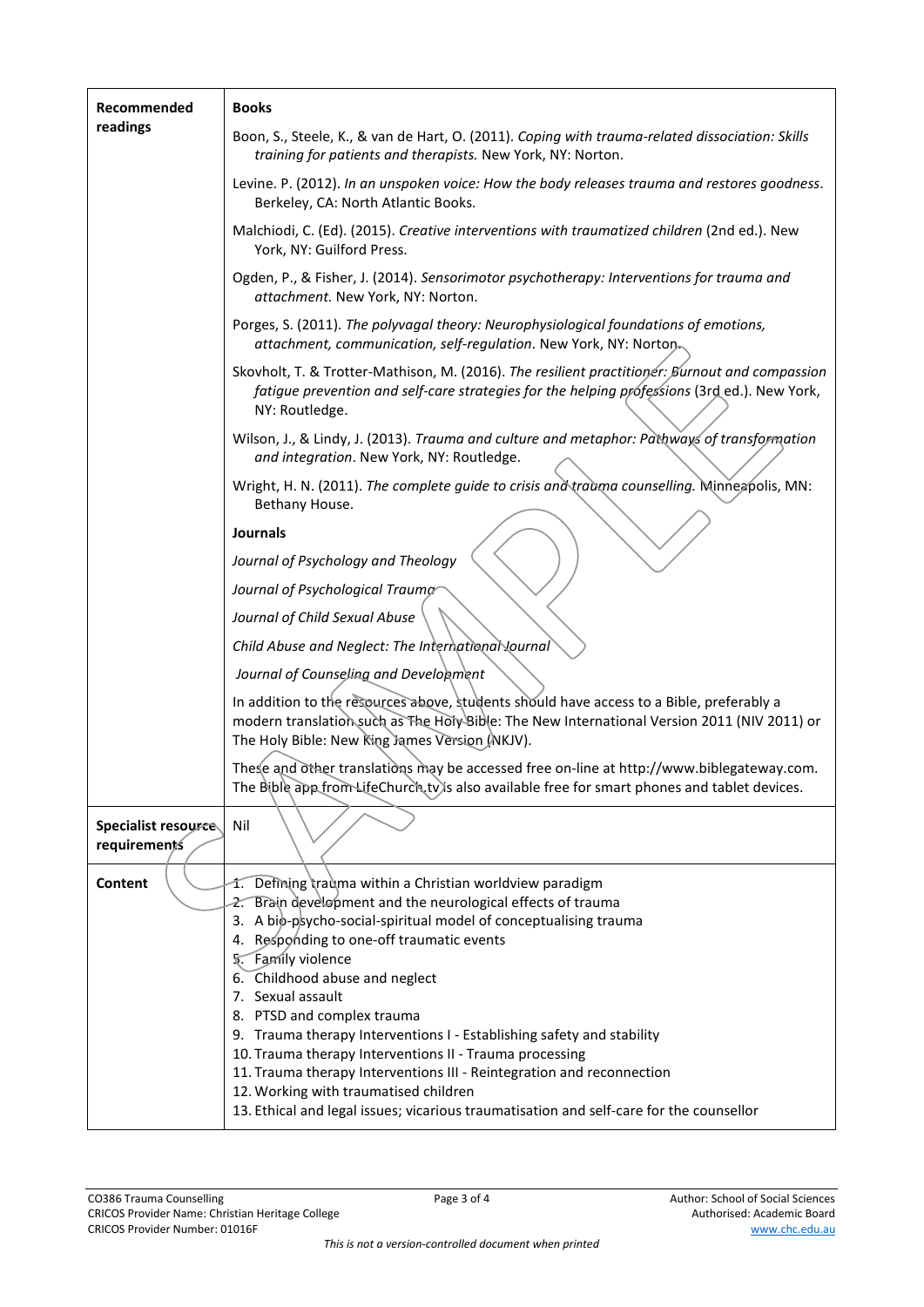| | |
|---|---|
| **Recommended readings** | **Books**<br><br>Boon, S., Steele, K., & van de Hart, O. (2011). *Coping with trauma-related dissociation: Skills training for patients and therapists.* New York, NY: Norton.<br><br>Levine. P. (2012). *In an unspoken voice: How the body releases trauma and restores goodness*. Berkeley, CA: North Atlantic Books.<br><br>Malchiodi, C. (Ed). (2015). *Creative interventions with traumatized children* (2nd ed.). New York, NY: Guilford Press.<br><br>Ogden, P., & Fisher, J. (2014). *Sensorimotor psychotherapy: Interventions for trauma and attachment.* New York, NY: Norton.<br><br>Porges, S. (2011). *The polyvagal theory: Neurophysiological foundations of emotions, attachment, communication, self-regulation*. New York, NY: Norton.<br><br>Skovholt, T. & Trotter-Mathison, M. (2016). *The resilient practitioner: Burnout and compassion fatigue prevention and self-care strategies for the helping professions* (3rd ed.). New York, NY: Routledge.<br><br>Wilson, J., & Lindy, J. (2013). *Trauma and culture and metaphor: Pathways of transformation and integration*. New York, NY: Routledge.<br><br>Wright, H. N. (2011). *The complete guide to crisis and trauma counselling.* Minneapolis, MN: Bethany House.<br><br>**Journals**<br><br>*Journal of Psychology and Theology*<br><br>*Journal of Psychological Trauma*<br><br>*Journal of Child Sexual Abuse*<br><br>*Child Abuse and Neglect: The International Journal*<br><br>*Journal of Counseling and Development*<br><br>In addition to the resources above, students should have access to a Bible, preferably a modern translation such as The Holy Bible: The New International Version 2011 (NIV 2011) or The Holy Bible: New King James Version (NKJV).<br><br>These and other translations may be accessed free on-line at http://www.biblegateway.com. The Bible app from LifeChurch.tv is also available free for smart phones and tablet devices. |
| **Specialist resource requirements** | Nil |
| **Content** | 1. Defining trauma within a Christian worldview paradigm<br>2. Brain development and the neurological effects of trauma<br>3. A bio-psycho-social-spiritual model of conceptualising trauma<br>4. Responding to one-off traumatic events<br>5. Family violence<br>6. Childhood abuse and neglect<br>7. Sexual assault<br>8. PTSD and complex trauma<br>9. Trauma therapy Interventions I - Establishing safety and stability<br>10. Trauma therapy Interventions II - Trauma processing<br>11. Trauma therapy Interventions III - Reintegration and reconnection<br>12. Working with traumatised children<br>13. Ethical and legal issues; vicarious traumatisation and self-care for the counsellor |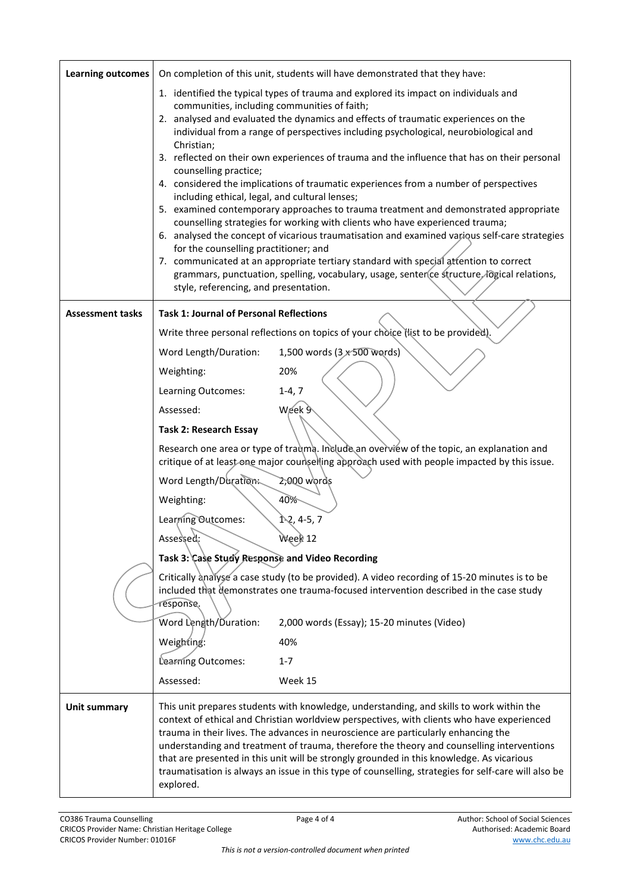| | |
|---|---|
| **Learning outcomes** | On completion of this unit, students will have demonstrated that they have:<br><br>1. identified the typical types of trauma and explored its impact on individuals and communities, including communities of faith;<br>2. analysed and evaluated the dynamics and effects of traumatic experiences on the individual from a range of perspectives including psychological, neurobiological and Christian;<br>3. reflected on their own experiences of trauma and the influence that has on their personal counselling practice;<br>4. considered the implications of traumatic experiences from a number of perspectives including ethical, legal, and cultural lenses;<br>5. examined contemporary approaches to trauma treatment and demonstrated appropriate counselling strategies for working with clients who have experienced trauma;<br>6. analysed the concept of vicarious traumatisation and examined various self-care strategies for the counselling practitioner; and<br>7. communicated at an appropriate tertiary standard with special attention to correct grammars, punctuation, spelling, vocabulary, usage, sentence structure, logical relations, style, referencing, and presentation. |
| **Assessment tasks** | **Task 1: Journal of Personal Reflections**<br><br>Write three personal reflections on topics of your choice (list to be provided).<br><br>Word Length/Duration: 1,500 words (3 x 500 words)<br>Weighting: 20%<br>Learning Outcomes: 1-4, 7<br>Assessed: Week 9<br><br>**Task 2: Research Essay**<br><br>Research one area or type of trauma. Include an overview of the topic, an explanation and critique of at least one major counselling approach used with people impacted by this issue.<br><br>Word Length/Duration: 2,000 words<br>Weighting: 40%<br>Learning Outcomes: 1-2, 4-5, 7<br>Assessed: Week 12<br><br>**Task 3: Case Study Response and Video Recording**<br><br>Critically analyse a case study (to be provided). A video recording of 15-20 minutes is to be included that demonstrates one trauma-focused intervention described in the case study response.<br><br>Word Length/Duration: 2,000 words (Essay); 15-20 minutes (Video)<br>Weighting: 40%<br>Learning Outcomes: 1-7<br>Assessed: Week 15 |
| **Unit summary** | This unit prepares students with knowledge, understanding, and skills to work within the context of ethical and Christian worldview perspectives, with clients who have experienced trauma in their lives. The advances in neuroscience are particularly enhancing the understanding and treatment of trauma, therefore the theory and counselling interventions that are presented in this unit will be strongly grounded in this knowledge. As vicarious traumatisation is always an issue in this type of counselling, strategies for self-care will also be explored. |

CO386 Trauma Counselling
CRICOS Provider Name: Christian Heritage College
CRICOS Provider Number: 01016F

Author: School of Social Sciences
Authorised: Academic Board
www.chc.edu.au

*This is not a version-controlled document when printed*